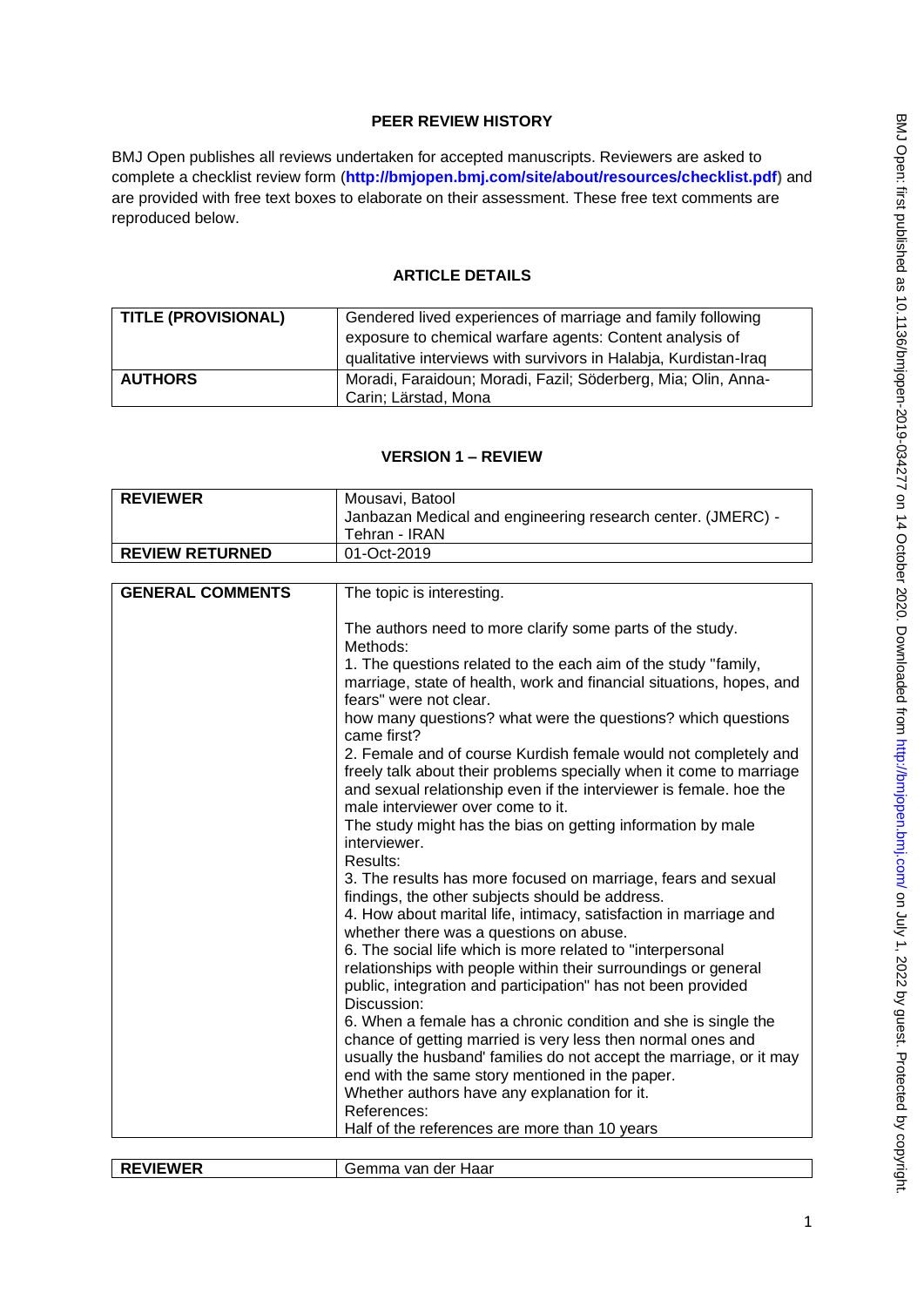## PEER REVIEW HISTORY

BMJ Open publishes all reviews undertaken for accepted manuscripts. Reviewers are asked to complete a checklist review form (**http://bmjopen.bmj.com/site/about/resources/checklist.pdf**) and are provided with free text boxes to elaborate on their assessment. These free text comments are reproduced below.

## ARTICLE DETAILS

| **TITLE (PROVISIONAL)** | Gendered lived experiences of marriage and family following exposure to chemical warfare agents: Content analysis of qualitative interviews with survivors in Halabja, Kurdistan-Iraq |
|---|---|
| **AUTHORS** | Moradi, Faraidoun; Moradi, Fazil; Söderberg, Mia; Olin, Anna-Carin; Lärstad, Mona |

## VERSION 1 – REVIEW

| **REVIEWER** | Mousavi, Batool<br>Janbazan Medical and engineering research center. (JMERC) - Tehran - IRAN |
|---|---|
| **REVIEW RETURNED** | 01-Oct-2019 |

| **GENERAL COMMENTS** | The topic is interesting.<br><br>The authors need to more clarify some parts of the study.<br>Methods:<br>1. The questions related to the each aim of the study "family, marriage, state of health, work and financial situations, hopes, and fears" were not clear.<br>how many questions? what were the questions? which questions came first?<br>2. Female and of course Kurdish female would not completely and freely talk about their problems specially when it come to marriage and sexual relationship even if the interviewer is female. hoe the male interviewer over come to it.<br>The study might has the bias on getting information by male interviewer.<br>Results:<br>3. The results has more focused on marriage, fears and sexual findings, the other subjects should be address.<br>4. How about marital life, intimacy, satisfaction in marriage and whether there was a questions on abuse.<br>6. The social life which is more related to "interpersonal relationships with people within their surroundings or general public, integration and participation" has not been provided<br>Discussion:<br>6. When a female has a chronic condition and she is single the chance of getting married is very less then normal ones and usually the husband' families do not accept the marriage, or it may end with the same story mentioned in the paper.<br>Whether authors have any explanation for it.<br>References:<br>Half of the references are more than 10 years |
|---|---|

| **REVIEWER** | Gemma van der Haar |
|---|---|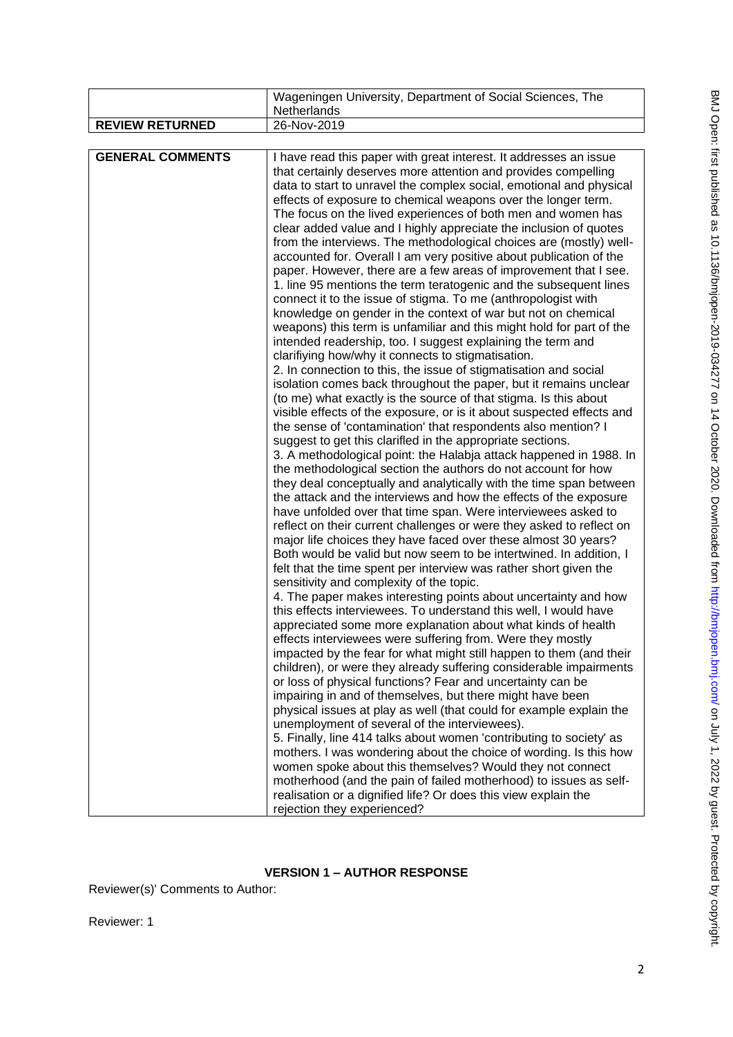| | Wageningen University, Department of Social Sciences, The Netherlands |
|---|---|
| **REVIEW RETURNED** | 26-Nov-2019 |

| **GENERAL COMMENTS** | I have read this paper with great interest. It addresses an issue that certainly deserves more attention and provides compelling data to start to unravel the complex social, emotional and physical effects of exposure to chemical weapons over the longer term. The focus on the lived experiences of both men and women has clear added value and I highly appreciate the inclusion of quotes from the interviews. The methodological choices are (mostly) well-accounted for. Overall I am very positive about publication of the paper. However, there are a few areas of improvement that I see.<br>1. line 95 mentions the term teratogenic and the subsequent lines connect it to the issue of stigma. To me (anthropologist with knowledge on gender in the context of war but not on chemical weapons) this term is unfamiliar and this might hold for part of the intended readership, too. I suggest explaining the term and clarifiying how/why it connects to stigmatisation.<br>2. In connection to this, the issue of stigmatisation and social isolation comes back throughout the paper, but it remains unclear (to me) what exactly is the source of that stigma. Is this about visible effects of the exposure, or is it about suspected effects and the sense of 'contamination' that respondents also mention? I suggest to get this clarifled in the appropriate sections.<br>3. A methodological point: the Halabja attack happened in 1988. In the methodological section the authors do not account for how they deal conceptually and analytically with the time span between the attack and the interviews and how the effects of the exposure have unfolded over that time span. Were interviewees asked to reflect on their current challenges or were they asked to reflect on major life choices they have faced over these almost 30 years? Both would be valid but now seem to be intertwined. In addition, I felt that the time spent per interview was rather short given the sensitivity and complexity of the topic.<br>4. The paper makes interesting points about uncertainty and how this effects interviewees. To understand this well, I would have appreciated some more explanation about what kinds of health effects interviewees were suffering from. Were they mostly impacted by the fear for what might still happen to them (and their children), or were they already suffering considerable impairments or loss of physical functions? Fear and uncertainty can be impairing in and of themselves, but there might have been physical issues at play as well (that could for example explain the unemployment of several of the interviewees).<br>5. Finally, line 414 talks about women 'contributing to society' as mothers. I was wondering about the choice of wording. Is this how women spoke about this themselves? Would they not connect motherhood (and the pain of failed motherhood) to issues as self-realisation or a dignified life? Or does this view explain the rejection they experienced? |
|---|---|

## VERSION 1 – AUTHOR RESPONSE

Reviewer(s)' Comments to Author:

Reviewer: 1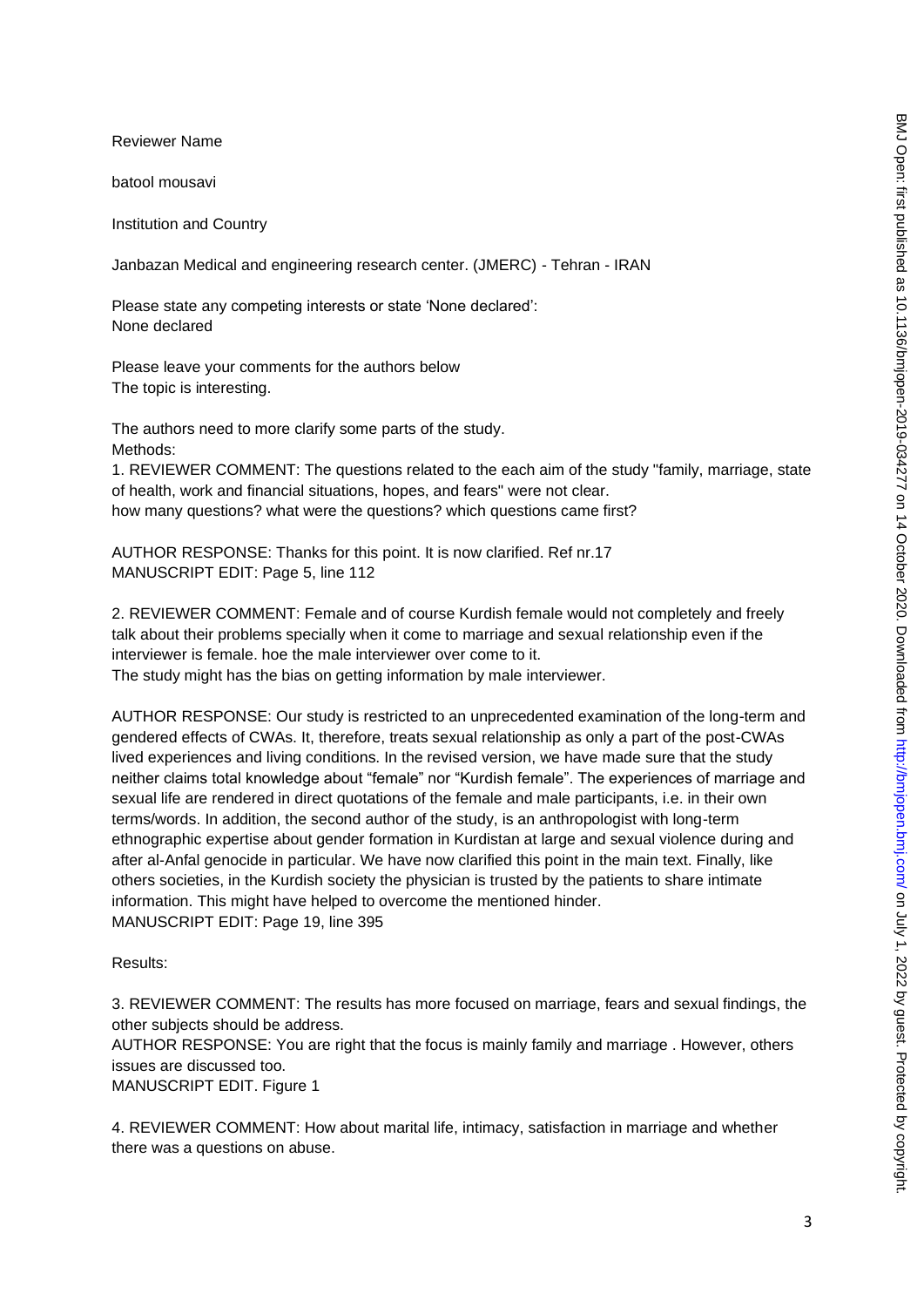Reviewer Name

batool mousavi

Institution and Country

Janbazan Medical and engineering research center. (JMERC) - Tehran - IRAN

Please state any competing interests or state 'None declared':
None declared

Please leave your comments for the authors below
The topic is interesting.

The authors need to more clarify some parts of the study.
Methods:

1. REVIEWER COMMENT: The questions related to the each aim of the study "family, marriage, state of health, work and financial situations, hopes, and fears" were not clear.
how many questions? what were the questions? which questions came first?

AUTHOR RESPONSE: Thanks for this point. It is now clarified. Ref nr.17
MANUSCRIPT EDIT: Page 5, line 112

2. REVIEWER COMMENT: Female and of course Kurdish female would not completely and freely talk about their problems specially when it come to marriage and sexual relationship even if the interviewer is female. hoe the male interviewer over come to it.
The study might has the bias on getting information by male interviewer.

AUTHOR RESPONSE: Our study is restricted to an unprecedented examination of the long-term and gendered effects of CWAs. It, therefore, treats sexual relationship as only a part of the post-CWAs lived experiences and living conditions. In the revised version, we have made sure that the study neither claims total knowledge about "female" nor "Kurdish female". The experiences of marriage and sexual life are rendered in direct quotations of the female and male participants, i.e. in their own terms/words. In addition, the second author of the study, is an anthropologist with long-term ethnographic expertise about gender formation in Kurdistan at large and sexual violence during and after al-Anfal genocide in particular. We have now clarified this point in the main text. Finally, like others societies, in the Kurdish society the physician is trusted by the patients to share intimate information. This might have helped to overcome the mentioned hinder.
MANUSCRIPT EDIT: Page 19, line 395

Results:

3. REVIEWER COMMENT: The results has more focused on marriage, fears and sexual findings, the other subjects should be address.
AUTHOR RESPONSE: You are right that the focus is mainly family and marriage . However, others issues are discussed too.
MANUSCRIPT EDIT. Figure 1

4. REVIEWER COMMENT: How about marital life, intimacy, satisfaction in marriage and whether there was a questions on abuse.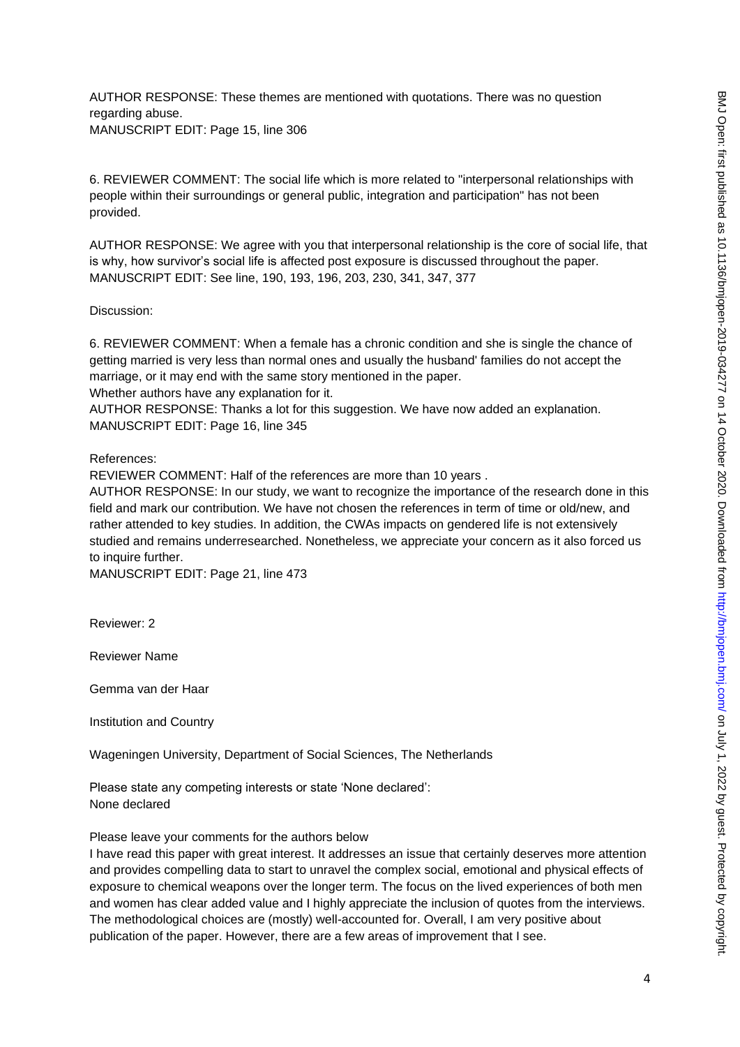AUTHOR RESPONSE: These themes are mentioned with quotations. There was no question regarding abuse.
MANUSCRIPT EDIT: Page 15, line 306

6. REVIEWER COMMENT: The social life which is more related to "interpersonal relationships with people within their surroundings or general public, integration and participation" has not been provided.

AUTHOR RESPONSE: We agree with you that interpersonal relationship is the core of social life, that is why, how survivor's social life is affected post exposure is discussed throughout the paper.
MANUSCRIPT EDIT: See line, 190, 193, 196, 203, 230, 341, 347, 377

Discussion:

6. REVIEWER COMMENT: When a female has a chronic condition and she is single the chance of getting married is very less than normal ones and usually the husband' families do not accept the marriage, or it may end with the same story mentioned in the paper.
Whether authors have any explanation for it.
AUTHOR RESPONSE: Thanks a lot for this suggestion. We have now added an explanation.
MANUSCRIPT EDIT: Page 16, line 345

References:
REVIEWER COMMENT: Half of the references are more than 10 years .
AUTHOR RESPONSE: In our study, we want to recognize the importance of the research done in this field and mark our contribution. We have not chosen the references in term of time or old/new, and rather attended to key studies. In addition, the CWAs impacts on gendered life is not extensively studied and remains underresearched. Nonetheless, we appreciate your concern as it also forced us to inquire further.
MANUSCRIPT EDIT: Page 21, line 473

Reviewer: 2

Reviewer Name

Gemma van der Haar

Institution and Country

Wageningen University, Department of Social Sciences, The Netherlands

Please state any competing interests or state 'None declared':
None declared

Please leave your comments for the authors below
I have read this paper with great interest. It addresses an issue that certainly deserves more attention and provides compelling data to start to unravel the complex social, emotional and physical effects of exposure to chemical weapons over the longer term. The focus on the lived experiences of both men and women has clear added value and I highly appreciate the inclusion of quotes from the interviews. The methodological choices are (mostly) well-accounted for. Overall, I am very positive about publication of the paper. However, there are a few areas of improvement that I see.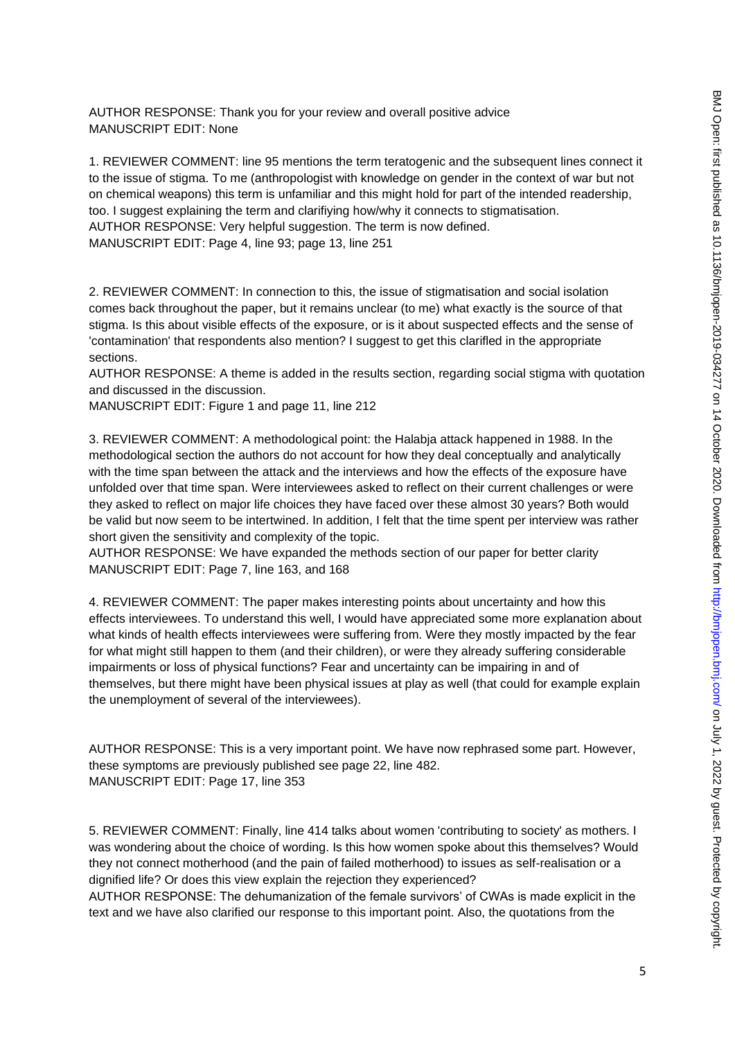AUTHOR RESPONSE: Thank you for your review and overall positive advice
MANUSCRIPT EDIT: None

1. REVIEWER COMMENT: line 95 mentions the term teratogenic and the subsequent lines connect it to the issue of stigma. To me (anthropologist with knowledge on gender in the context of war but not on chemical weapons) this term is unfamiliar and this might hold for part of the intended readership, too. I suggest explaining the term and clarifiying how/why it connects to stigmatisation.
AUTHOR RESPONSE: Very helpful suggestion. The term is now defined.
MANUSCRIPT EDIT: Page 4, line 93; page 13, line 251

2. REVIEWER COMMENT: In connection to this, the issue of stigmatisation and social isolation comes back throughout the paper, but it remains unclear (to me) what exactly is the source of that stigma. Is this about visible effects of the exposure, or is it about suspected effects and the sense of 'contamination' that respondents also mention? I suggest to get this clarifled in the appropriate sections.
AUTHOR RESPONSE: A theme is added in the results section, regarding social stigma with quotation and discussed in the discussion.
MANUSCRIPT EDIT: Figure 1 and page 11, line 212

3. REVIEWER COMMENT: A methodological point: the Halabja attack happened in 1988. In the methodological section the authors do not account for how they deal conceptually and analytically with the time span between the attack and the interviews and how the effects of the exposure have unfolded over that time span. Were interviewees asked to reflect on their current challenges or were they asked to reflect on major life choices they have faced over these almost 30 years? Both would be valid but now seem to be intertwined. In addition, I felt that the time spent per interview was rather short given the sensitivity and complexity of the topic.
AUTHOR RESPONSE: We have expanded the methods section of our paper for better clarity
MANUSCRIPT EDIT: Page 7, line 163, and 168

4. REVIEWER COMMENT: The paper makes interesting points about uncertainty and how this effects interviewees. To understand this well, I would have appreciated some more explanation about what kinds of health effects interviewees were suffering from. Were they mostly impacted by the fear for what might still happen to them (and their children), or were they already suffering considerable impairments or loss of physical functions? Fear and uncertainty can be impairing in and of themselves, but there might have been physical issues at play as well (that could for example explain the unemployment of several of the interviewees).

AUTHOR RESPONSE: This is a very important point. We have now rephrased some part. However, these symptoms are previously published see page 22, line 482.
MANUSCRIPT EDIT: Page 17, line 353

5. REVIEWER COMMENT: Finally, line 414 talks about women 'contributing to society' as mothers. I was wondering about the choice of wording. Is this how women spoke about this themselves? Would they not connect motherhood (and the pain of failed motherhood) to issues as self-realisation or a dignified life? Or does this view explain the rejection they experienced?
AUTHOR RESPONSE: The dehumanization of the female survivors' of CWAs is made explicit in the text and we have also clarified our response to this important point. Also, the quotations from the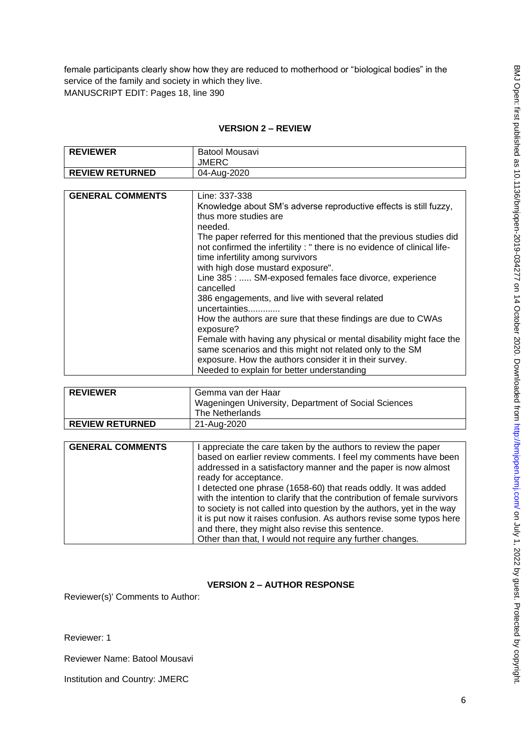female participants clearly show how they are reduced to motherhood or "biological bodies" in the service of the family and society in which they live.
MANUSCRIPT EDIT: Pages 18, line 390

### VERSION 2 – REVIEW

| **REVIEWER** | Batool Mousavi<br>JMERC |
|---|---|
| **REVIEW RETURNED** | 04-Aug-2020 |

| **GENERAL COMMENTS** | Line: 337-338<br>Knowledge about SM's adverse reproductive effects is still fuzzy, thus more studies are<br>needed.<br>The paper referred for this mentioned that the previous studies did not confirmed the infertility : " there is no evidence of clinical life-time infertility among survivors<br>with high dose mustard exposure".<br>Line 385 : ..... SM-exposed females face divorce, experience cancelled<br>386 engagements, and live with several related uncertainties.............<br>How the authors are sure that these findings are due to CWAs exposure?<br>Female with having any physical or mental disability might face the same scenarios and this might not related only to the SM exposure. How the authors consider it in their survey.<br>Needed to explain for better understanding |
|---|---|

| **REVIEWER** | Gemma van der Haar<br>Wageningen University, Department of Social Sciences<br>The Netherlands |
|---|---|
| **REVIEW RETURNED** | 21-Aug-2020 |

| **GENERAL COMMENTS** | I appreciate the care taken by the authors to review the paper based on earlier review comments. I feel my comments have been addressed in a satisfactory manner and the paper is now almost ready for acceptance.<br>I detected one phrase (1658-60) that reads oddly. It was added with the intention to clarify that the contribution of female survivors to society is not called into question by the authors, yet in the way it is put now it raises confusion. As authors revise some typos here and there, they might also revise this sentence.<br>Other than that, I would not require any further changes. |
|---|---|

### VERSION 2 – AUTHOR RESPONSE

Reviewer(s)' Comments to Author:

Reviewer: 1

Reviewer Name: Batool Mousavi

Institution and Country: JMERC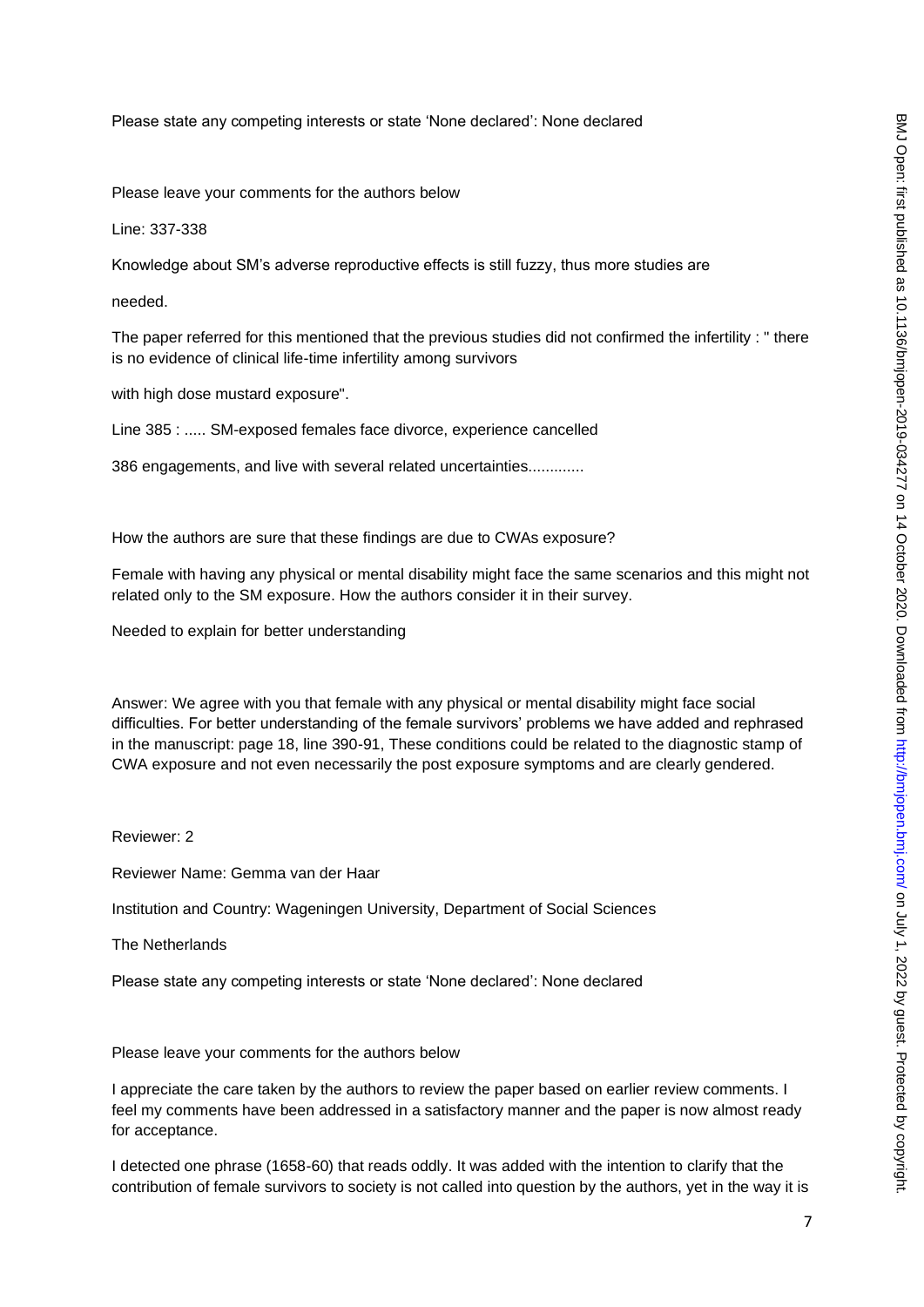Please state any competing interests or state 'None declared': None declared

Please leave your comments for the authors below

Line: 337-338

Knowledge about SM's adverse reproductive effects is still fuzzy, thus more studies are

needed.

The paper referred for this mentioned that the previous studies did not confirmed the infertility : " there is no evidence of clinical life-time infertility among survivors

with high dose mustard exposure".

Line 385 : ..... SM-exposed females face divorce, experience cancelled

386 engagements, and live with several related uncertainties............

How the authors are sure that these findings are due to CWAs exposure?

Female with having any physical or mental disability might face the same scenarios and this might not related only to the SM exposure. How the authors consider it in their survey.

Needed to explain for better understanding

Answer: We agree with you that female with any physical or mental disability might face social difficulties. For better understanding of the female survivors' problems we have added and rephrased in the manuscript: page 18, line 390-91, These conditions could be related to the diagnostic stamp of CWA exposure and not even necessarily the post exposure symptoms and are clearly gendered.

Reviewer: 2

Reviewer Name: Gemma van der Haar

Institution and Country: Wageningen University, Department of Social Sciences

The Netherlands

Please state any competing interests or state 'None declared': None declared

Please leave your comments for the authors below

I appreciate the care taken by the authors to review the paper based on earlier review comments. I feel my comments have been addressed in a satisfactory manner and the paper is now almost ready for acceptance.

I detected one phrase (1658-60) that reads oddly. It was added with the intention to clarify that the contribution of female survivors to society is not called into question by the authors, yet in the way it is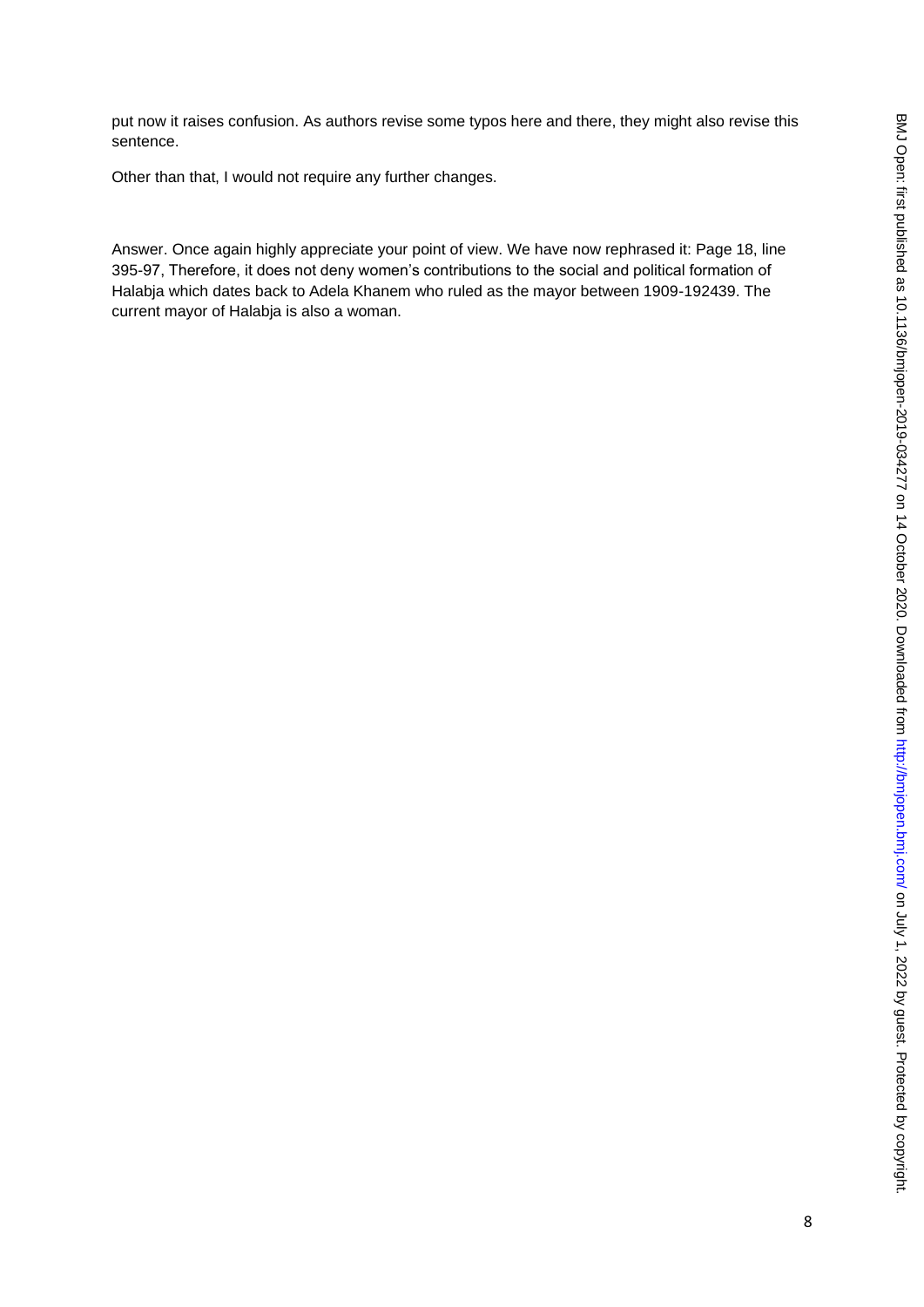put now it raises confusion. As authors revise some typos here and there, they might also revise this sentence.

Other than that, I would not require any further changes.

Answer. Once again highly appreciate your point of view. We have now rephrased it: Page 18, line 395-97, Therefore, it does not deny women's contributions to the social and political formation of Halabja which dates back to Adela Khanem who ruled as the mayor between 1909-192439. The current mayor of Halabja is also a woman.